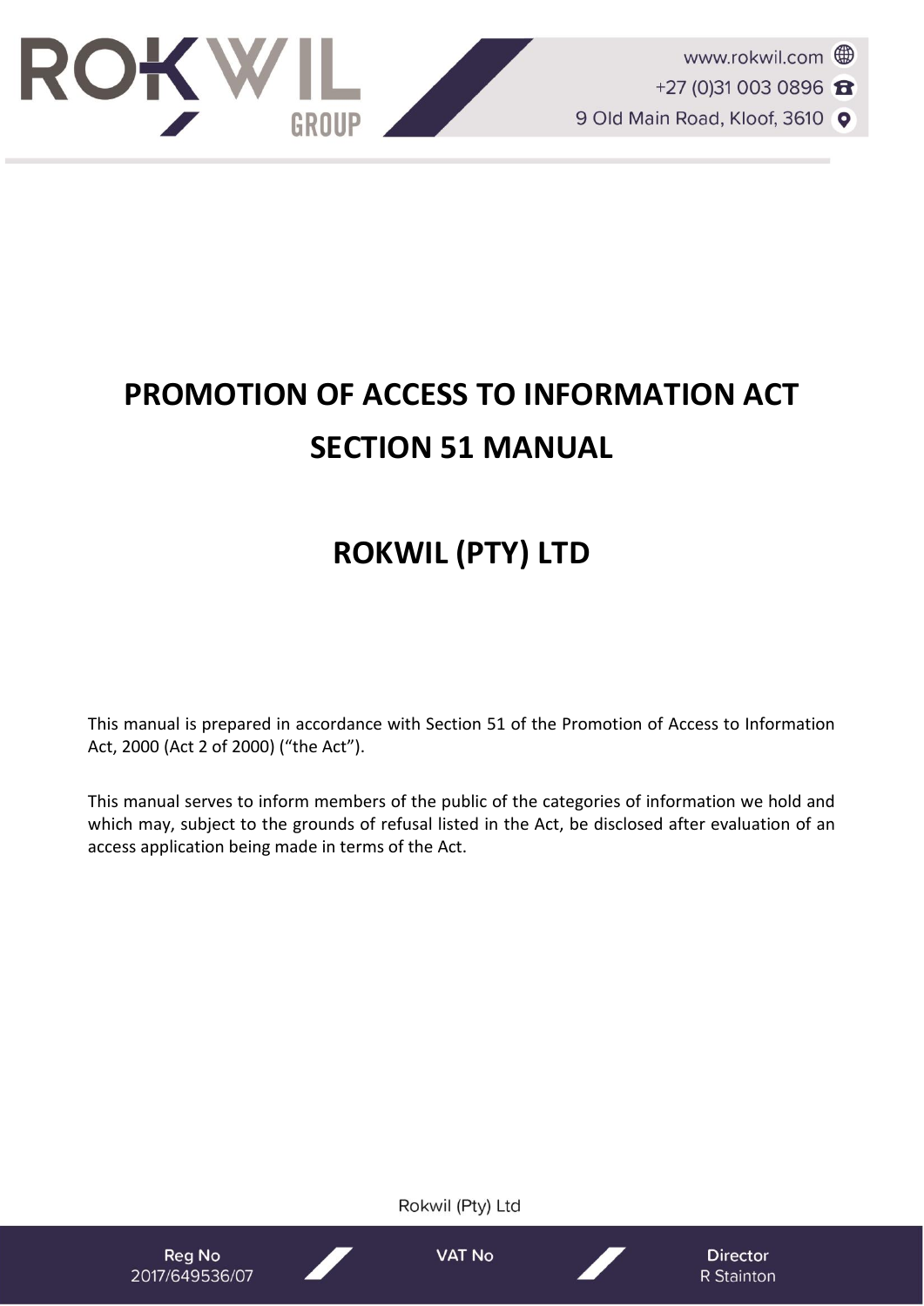# PROMOTION OF ACCESS TO INFORMATION ACT SECTION 51 MANUAL

# ROKWIL (PTY) LTD

This manual is prepared in accordance with Section 51 of the Promotion of Access to Information Act, 2000 (Act 2 of 2000) ("the Act").

This manual serves to inform members of the public of the categories of information we hold and which may, subject to the grounds of refusal listed in the Act, be disclosed after evaluation of an access application being made in terms of the Act.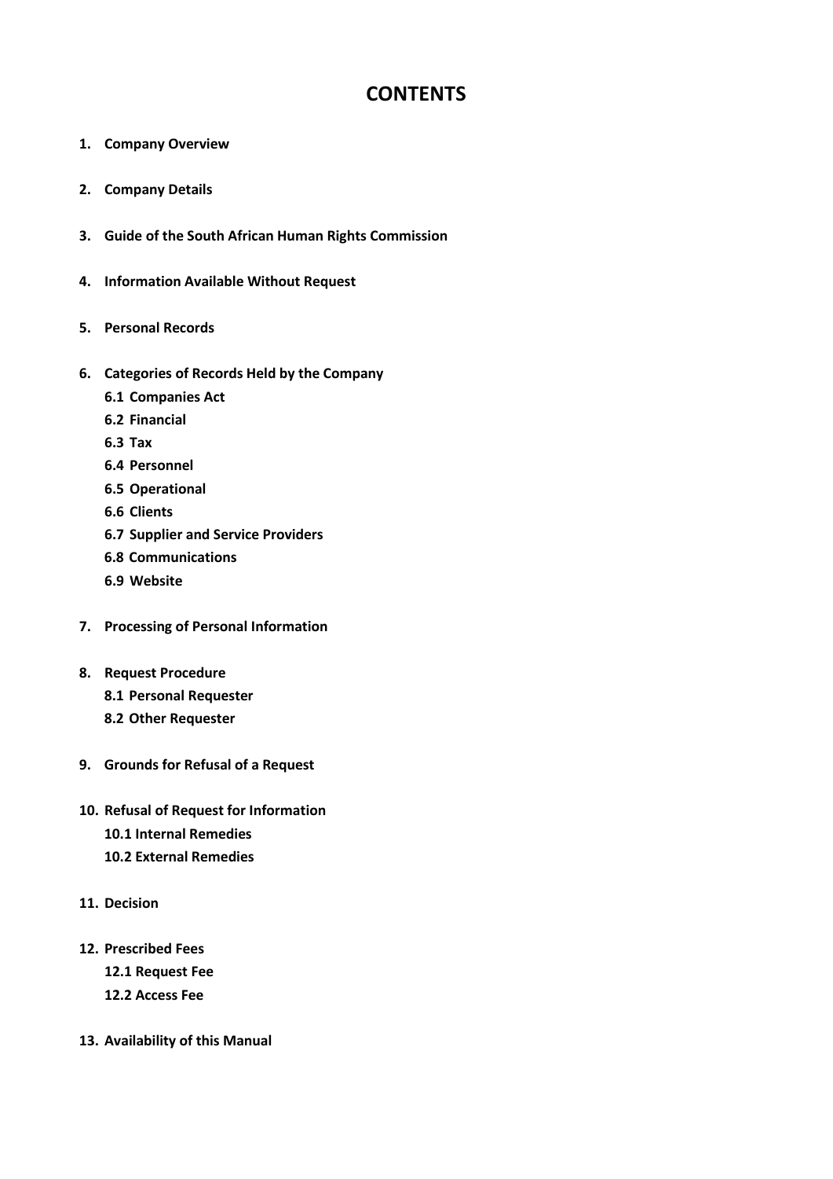# CONTENTS

**1. Company Overview**

**2. Company Details**

**3. Guide of the South African Human Rights Commission**

**4. Information Available Without Request**

**5. Personal Records**

**6. Categories of Records Held by the Company**

- **6.1 Companies Act**
- **6.2 Financial**
- **6.3 Tax**
- **6.4 Personnel**
- **6.5 Operational**
- **6.6 Clients**
- **6.7 Supplier and Service Providers**
- **6.8 Communications**
- **6.9 Website**

**7. Processing of Personal Information**

**8. Request Procedure**

- **8.1 Personal Requester**
- **8.2 Other Requester**

**9. Grounds for Refusal of a Request**

**10. Refusal of Request for Information**

- **10.1 Internal Remedies**
- **10.2 External Remedies**

**11. Decision**

**12. Prescribed Fees**

- **12.1 Request Fee**
- **12.2 Access Fee**

**13. Availability of this Manual**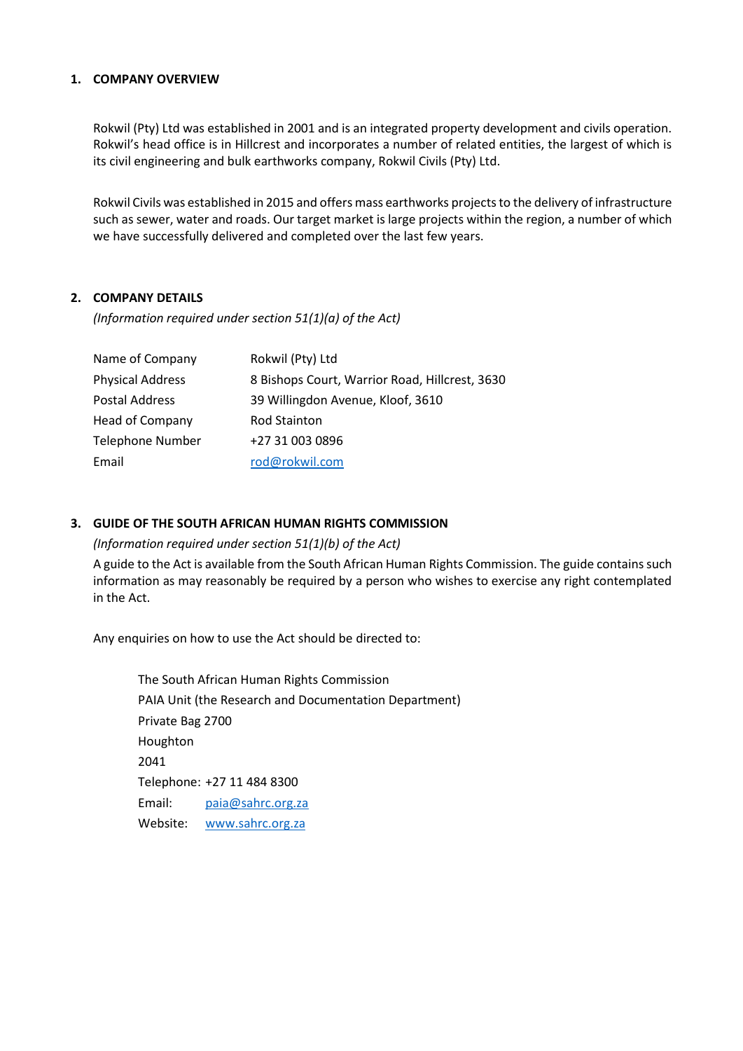## 1. COMPANY OVERVIEW

Rokwil (Pty) Ltd was established in 2001 and is an integrated property development and civils operation. Rokwil's head office is in Hillcrest and incorporates a number of related entities, the largest of which is its civil engineering and bulk earthworks company, Rokwil Civils (Pty) Ltd.

Rokwil Civils was established in 2015 and offers mass earthworks projects to the delivery of infrastructure such as sewer, water and roads. Our target market is large projects within the region, a number of which we have successfully delivered and completed over the last few years.

## 2. COMPANY DETAILS

*(Information required under section 51(1)(a) of the Act)*

| | |
|---|---|
| Name of Company | Rokwil (Pty) Ltd |
| Physical Address | 8 Bishops Court, Warrior Road, Hillcrest, 3630 |
| Postal Address | 39 Willingdon Avenue, Kloof, 3610 |
| Head of Company | Rod Stainton |
| Telephone Number | +27 31 003 0896 |
| Email | rod@rokwil.com |

## 3. GUIDE OF THE SOUTH AFRICAN HUMAN RIGHTS COMMISSION

*(Information required under section 51(1)(b) of the Act)*

A guide to the Act is available from the South African Human Rights Commission. The guide contains such information as may reasonably be required by a person who wishes to exercise any right contemplated in the Act.

Any enquiries on how to use the Act should be directed to:

The South African Human Rights Commission
PAIA Unit (the Research and Documentation Department)
Private Bag 2700
Houghton
2041
Telephone: +27 11 484 8300
Email: paia@sahrc.org.za
Website: www.sahrc.org.za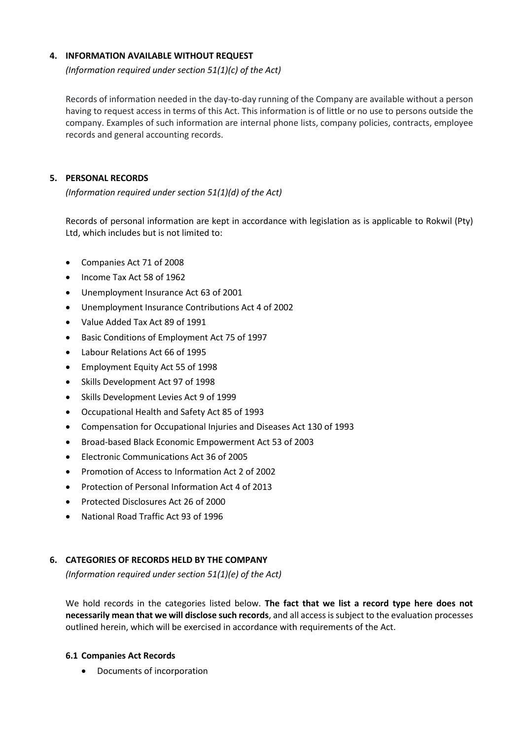## 4. INFORMATION AVAILABLE WITHOUT REQUEST

*(Information required under section 51(1)(c) of the Act)*

Records of information needed in the day-to-day running of the Company are available without a person having to request access in terms of this Act. This information is of little or no use to persons outside the company. Examples of such information are internal phone lists, company policies, contracts, employee records and general accounting records.

## 5. PERSONAL RECORDS

*(Information required under section 51(1)(d) of the Act)*

Records of personal information are kept in accordance with legislation as is applicable to Rokwil (Pty) Ltd, which includes but is not limited to:

- Companies Act 71 of 2008
- Income Tax Act 58 of 1962
- Unemployment Insurance Act 63 of 2001
- Unemployment Insurance Contributions Act 4 of 2002
- Value Added Tax Act 89 of 1991
- Basic Conditions of Employment Act 75 of 1997
- Labour Relations Act 66 of 1995
- Employment Equity Act 55 of 1998
- Skills Development Act 97 of 1998
- Skills Development Levies Act 9 of 1999
- Occupational Health and Safety Act 85 of 1993
- Compensation for Occupational Injuries and Diseases Act 130 of 1993
- Broad-based Black Economic Empowerment Act 53 of 2003
- Electronic Communications Act 36 of 2005
- Promotion of Access to Information Act 2 of 2002
- Protection of Personal Information Act 4 of 2013
- Protected Disclosures Act 26 of 2000
- National Road Traffic Act 93 of 1996

## 6. CATEGORIES OF RECORDS HELD BY THE COMPANY

*(Information required under section 51(1)(e) of the Act)*

We hold records in the categories listed below. **The fact that we list a record type here does not necessarily mean that we will disclose such records**, and all access is subject to the evaluation processes outlined herein, which will be exercised in accordance with requirements of the Act.

### 6.1 Companies Act Records

- Documents of incorporation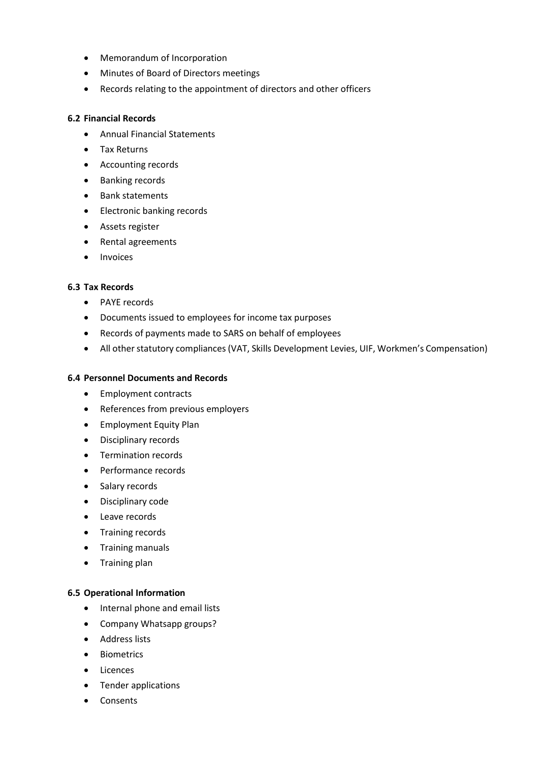- Memorandum of Incorporation
- Minutes of Board of Directors meetings
- Records relating to the appointment of directors and other officers

**6.2 Financial Records**

- Annual Financial Statements
- Tax Returns
- Accounting records
- Banking records
- Bank statements
- Electronic banking records
- Assets register
- Rental agreements
- Invoices

**6.3 Tax Records**

- PAYE records
- Documents issued to employees for income tax purposes
- Records of payments made to SARS on behalf of employees
- All other statutory compliances (VAT, Skills Development Levies, UIF, Workmen's Compensation)

**6.4 Personnel Documents and Records**

- Employment contracts
- References from previous employers
- Employment Equity Plan
- Disciplinary records
- Termination records
- Performance records
- Salary records
- Disciplinary code
- Leave records
- Training records
- Training manuals
- Training plan

**6.5 Operational Information**

- Internal phone and email lists
- Company Whatsapp groups?
- Address lists
- Biometrics
- Licences
- Tender applications
- Consents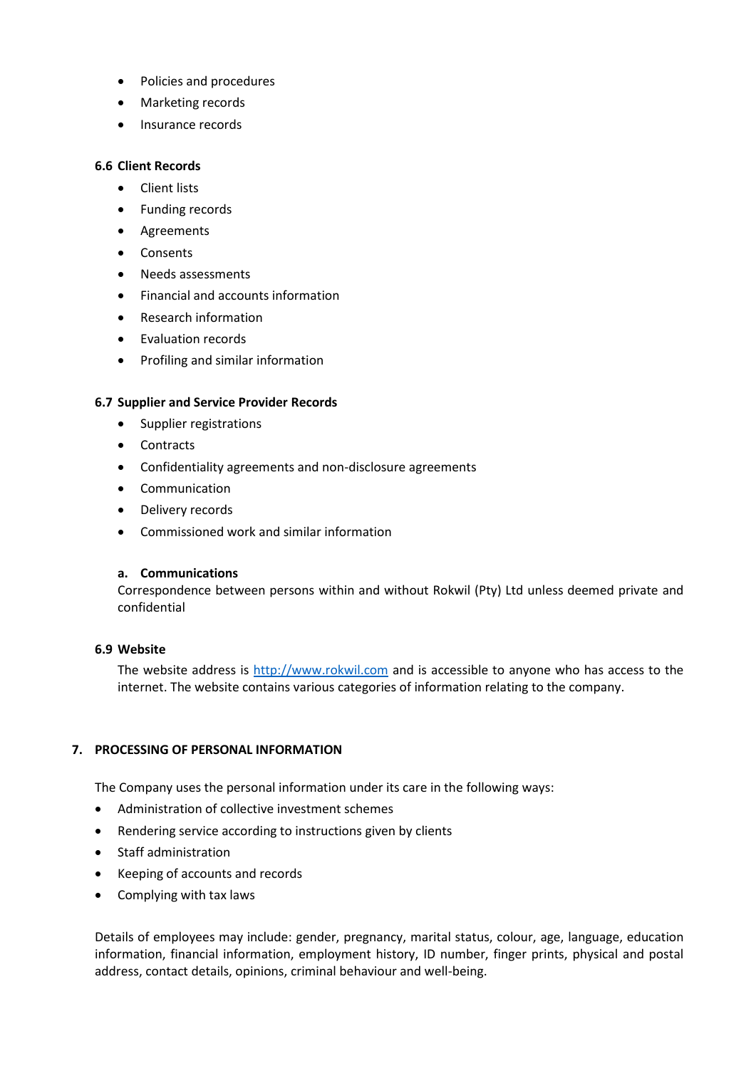- Policies and procedures
- Marketing records
- Insurance records

### 6.6 Client Records

- Client lists
- Funding records
- Agreements
- Consents
- Needs assessments
- Financial and accounts information
- Research information
- Evaluation records
- Profiling and similar information

### 6.7 Supplier and Service Provider Records

- Supplier registrations
- Contracts
- Confidentiality agreements and non-disclosure agreements
- Communication
- Delivery records
- Commissioned work and similar information

#### a. Communications

Correspondence between persons within and without Rokwil (Pty) Ltd unless deemed private and confidential

### 6.9 Website

The website address is [http://www.rokwil.com](http://www.rokwil.com) and is accessible to anyone who has access to the internet. The website contains various categories of information relating to the company.

## 7. PROCESSING OF PERSONAL INFORMATION

The Company uses the personal information under its care in the following ways:

- Administration of collective investment schemes
- Rendering service according to instructions given by clients
- Staff administration
- Keeping of accounts and records
- Complying with tax laws

Details of employees may include: gender, pregnancy, marital status, colour, age, language, education information, financial information, employment history, ID number, finger prints, physical and postal address, contact details, opinions, criminal behaviour and well-being.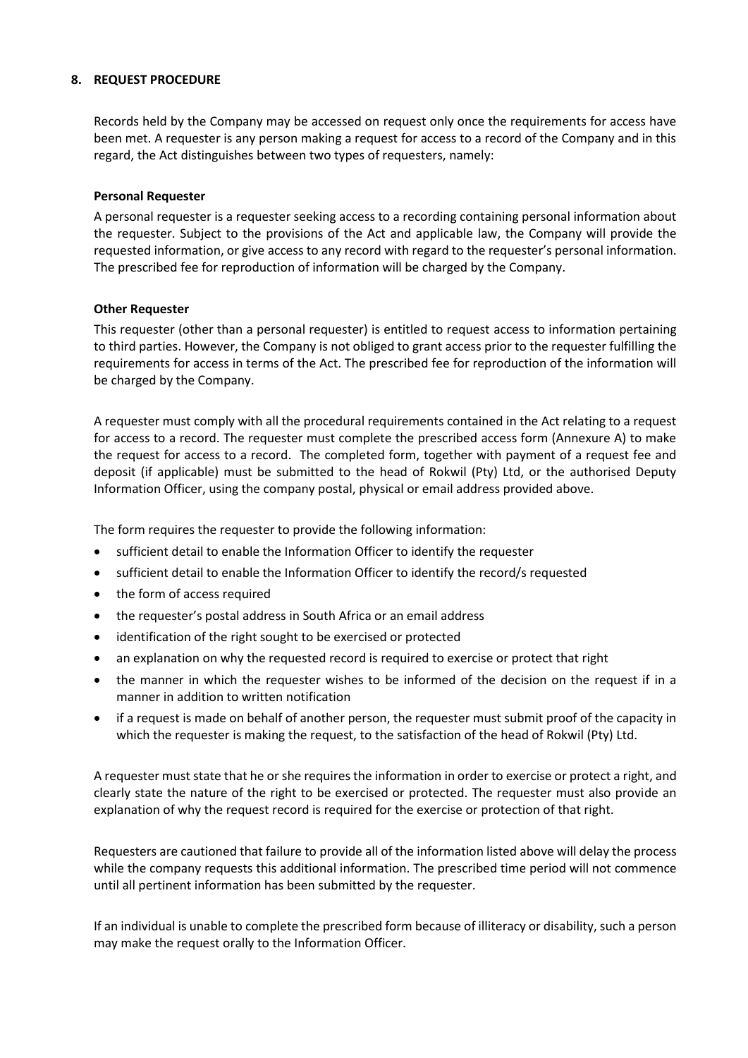## 8. REQUEST PROCEDURE

Records held by the Company may be accessed on request only once the requirements for access have been met. A requester is any person making a request for access to a record of the Company and in this regard, the Act distinguishes between two types of requesters, namely:

**Personal Requester**

A personal requester is a requester seeking access to a recording containing personal information about the requester. Subject to the provisions of the Act and applicable law, the Company will provide the requested information, or give access to any record with regard to the requester's personal information. The prescribed fee for reproduction of information will be charged by the Company.

**Other Requester**

This requester (other than a personal requester) is entitled to request access to information pertaining to third parties. However, the Company is not obliged to grant access prior to the requester fulfilling the requirements for access in terms of the Act. The prescribed fee for reproduction of the information will be charged by the Company.

A requester must comply with all the procedural requirements contained in the Act relating to a request for access to a record. The requester must complete the prescribed access form (Annexure A) to make the request for access to a record. The completed form, together with payment of a request fee and deposit (if applicable) must be submitted to the head of Rokwil (Pty) Ltd, or the authorised Deputy Information Officer, using the company postal, physical or email address provided above.

The form requires the requester to provide the following information:

- sufficient detail to enable the Information Officer to identify the requester
- sufficient detail to enable the Information Officer to identify the record/s requested
- the form of access required
- the requester's postal address in South Africa or an email address
- identification of the right sought to be exercised or protected
- an explanation on why the requested record is required to exercise or protect that right
- the manner in which the requester wishes to be informed of the decision on the request if in a manner in addition to written notification
- if a request is made on behalf of another person, the requester must submit proof of the capacity in which the requester is making the request, to the satisfaction of the head of Rokwil (Pty) Ltd.

A requester must state that he or she requires the information in order to exercise or protect a right, and clearly state the nature of the right to be exercised or protected. The requester must also provide an explanation of why the request record is required for the exercise or protection of that right.

Requesters are cautioned that failure to provide all of the information listed above will delay the process while the company requests this additional information. The prescribed time period will not commence until all pertinent information has been submitted by the requester.

If an individual is unable to complete the prescribed form because of illiteracy or disability, such a person may make the request orally to the Information Officer.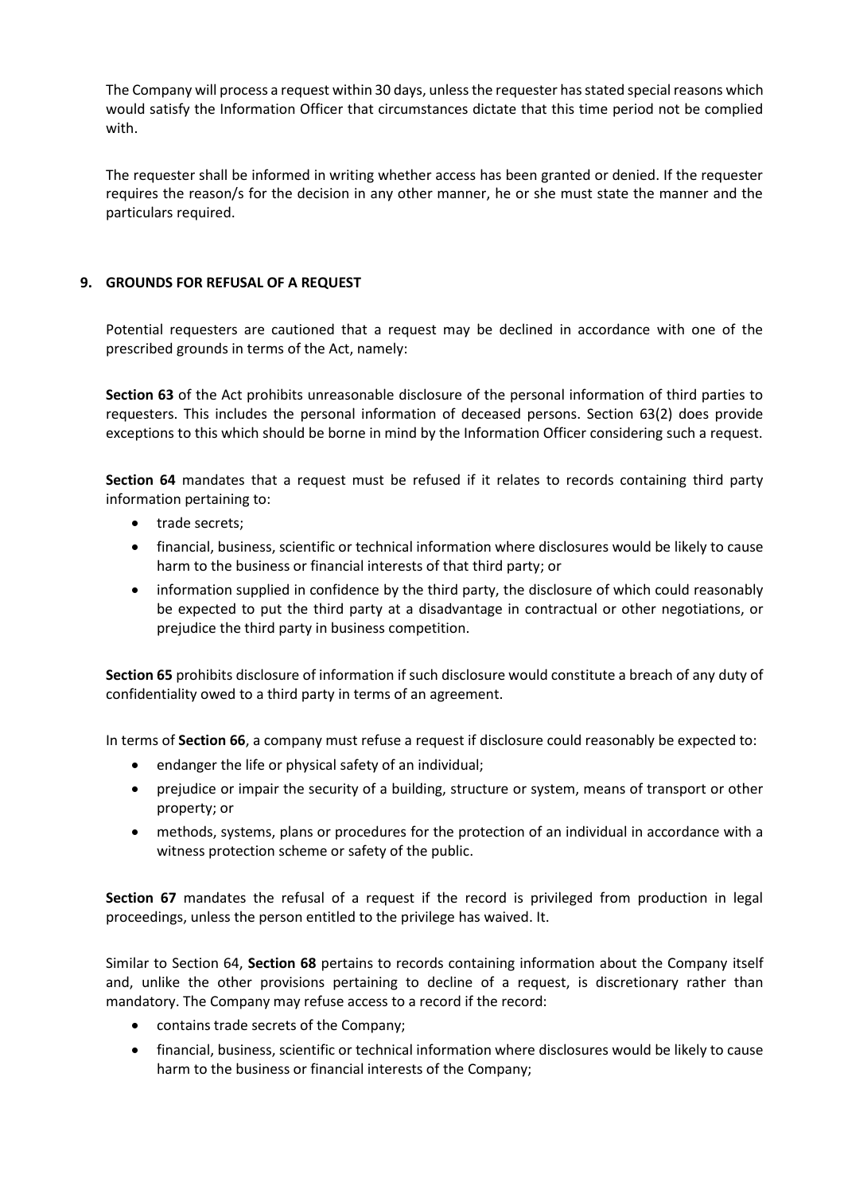The Company will process a request within 30 days, unless the requester has stated special reasons which would satisfy the Information Officer that circumstances dictate that this time period not be complied with.

The requester shall be informed in writing whether access has been granted or denied. If the requester requires the reason/s for the decision in any other manner, he or she must state the manner and the particulars required.

## 9. GROUNDS FOR REFUSAL OF A REQUEST

Potential requesters are cautioned that a request may be declined in accordance with one of the prescribed grounds in terms of the Act, namely:

**Section 63** of the Act prohibits unreasonable disclosure of the personal information of third parties to requesters. This includes the personal information of deceased persons. Section 63(2) does provide exceptions to this which should be borne in mind by the Information Officer considering such a request.

**Section 64** mandates that a request must be refused if it relates to records containing third party information pertaining to:

- trade secrets;
- financial, business, scientific or technical information where disclosures would be likely to cause harm to the business or financial interests of that third party; or
- information supplied in confidence by the third party, the disclosure of which could reasonably be expected to put the third party at a disadvantage in contractual or other negotiations, or prejudice the third party in business competition.

**Section 65** prohibits disclosure of information if such disclosure would constitute a breach of any duty of confidentiality owed to a third party in terms of an agreement.

In terms of **Section 66**, a company must refuse a request if disclosure could reasonably be expected to:

- endanger the life or physical safety of an individual;
- prejudice or impair the security of a building, structure or system, means of transport or other property; or
- methods, systems, plans or procedures for the protection of an individual in accordance with a witness protection scheme or safety of the public.

**Section 67** mandates the refusal of a request if the record is privileged from production in legal proceedings, unless the person entitled to the privilege has waived. It.

Similar to Section 64, **Section 68** pertains to records containing information about the Company itself and, unlike the other provisions pertaining to decline of a request, is discretionary rather than mandatory. The Company may refuse access to a record if the record:

- contains trade secrets of the Company;
- financial, business, scientific or technical information where disclosures would be likely to cause harm to the business or financial interests of the Company;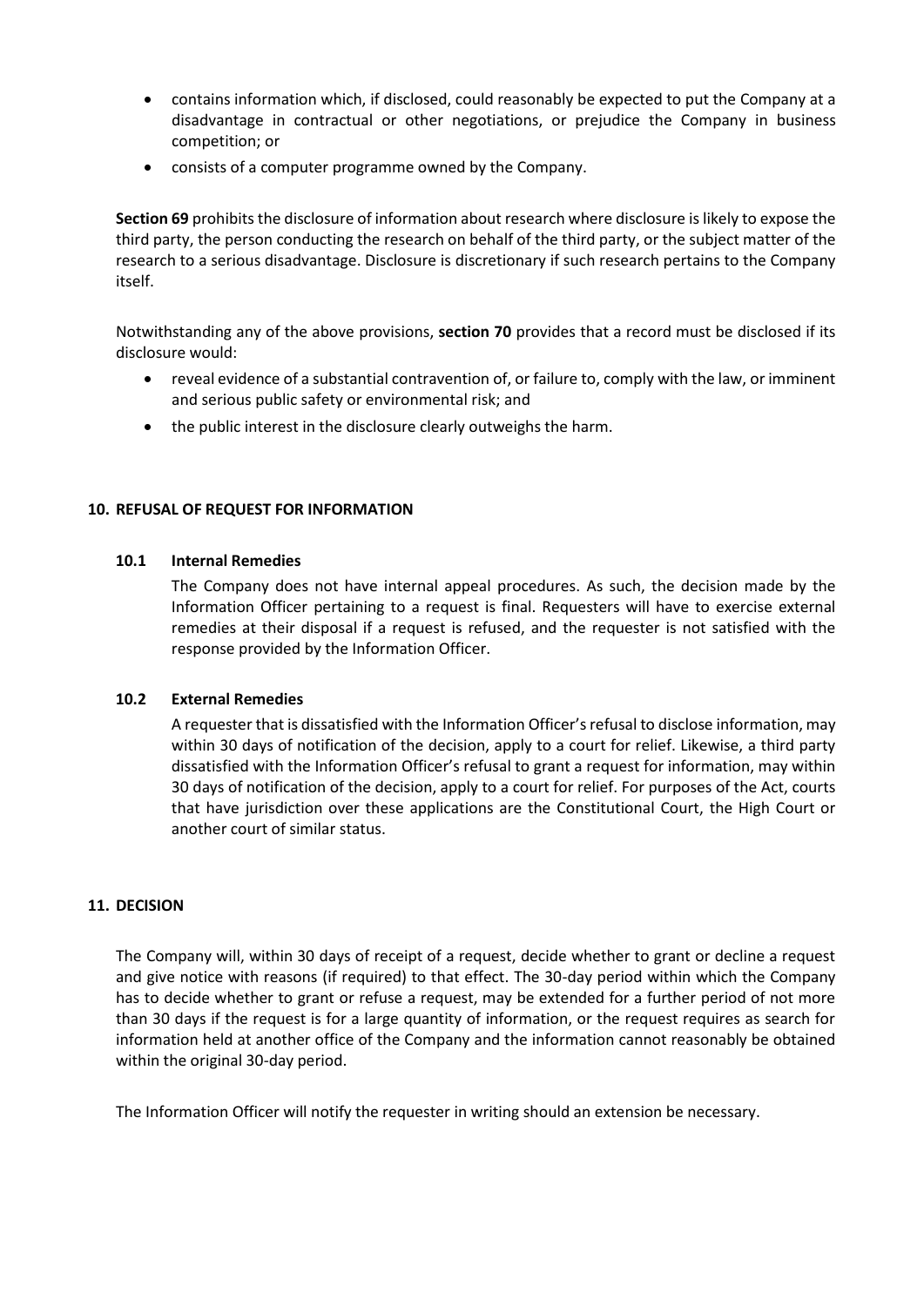- contains information which, if disclosed, could reasonably be expected to put the Company at a disadvantage in contractual or other negotiations, or prejudice the Company in business competition; or
- consists of a computer programme owned by the Company.

**Section 69** prohibits the disclosure of information about research where disclosure is likely to expose the third party, the person conducting the research on behalf of the third party, or the subject matter of the research to a serious disadvantage. Disclosure is discretionary if such research pertains to the Company itself.

Notwithstanding any of the above provisions, **section 70** provides that a record must be disclosed if its disclosure would:

- reveal evidence of a substantial contravention of, or failure to, comply with the law, or imminent and serious public safety or environmental risk; and
- the public interest in the disclosure clearly outweighs the harm.

## 10. REFUSAL OF REQUEST FOR INFORMATION

### 10.1 Internal Remedies

The Company does not have internal appeal procedures. As such, the decision made by the Information Officer pertaining to a request is final. Requesters will have to exercise external remedies at their disposal if a request is refused, and the requester is not satisfied with the response provided by the Information Officer.

### 10.2 External Remedies

A requester that is dissatisfied with the Information Officer's refusal to disclose information, may within 30 days of notification of the decision, apply to a court for relief. Likewise, a third party dissatisfied with the Information Officer's refusal to grant a request for information, may within 30 days of notification of the decision, apply to a court for relief. For purposes of the Act, courts that have jurisdiction over these applications are the Constitutional Court, the High Court or another court of similar status.

## 11. DECISION

The Company will, within 30 days of receipt of a request, decide whether to grant or decline a request and give notice with reasons (if required) to that effect. The 30-day period within which the Company has to decide whether to grant or refuse a request, may be extended for a further period of not more than 30 days if the request is for a large quantity of information, or the request requires as search for information held at another office of the Company and the information cannot reasonably be obtained within the original 30-day period.

The Information Officer will notify the requester in writing should an extension be necessary.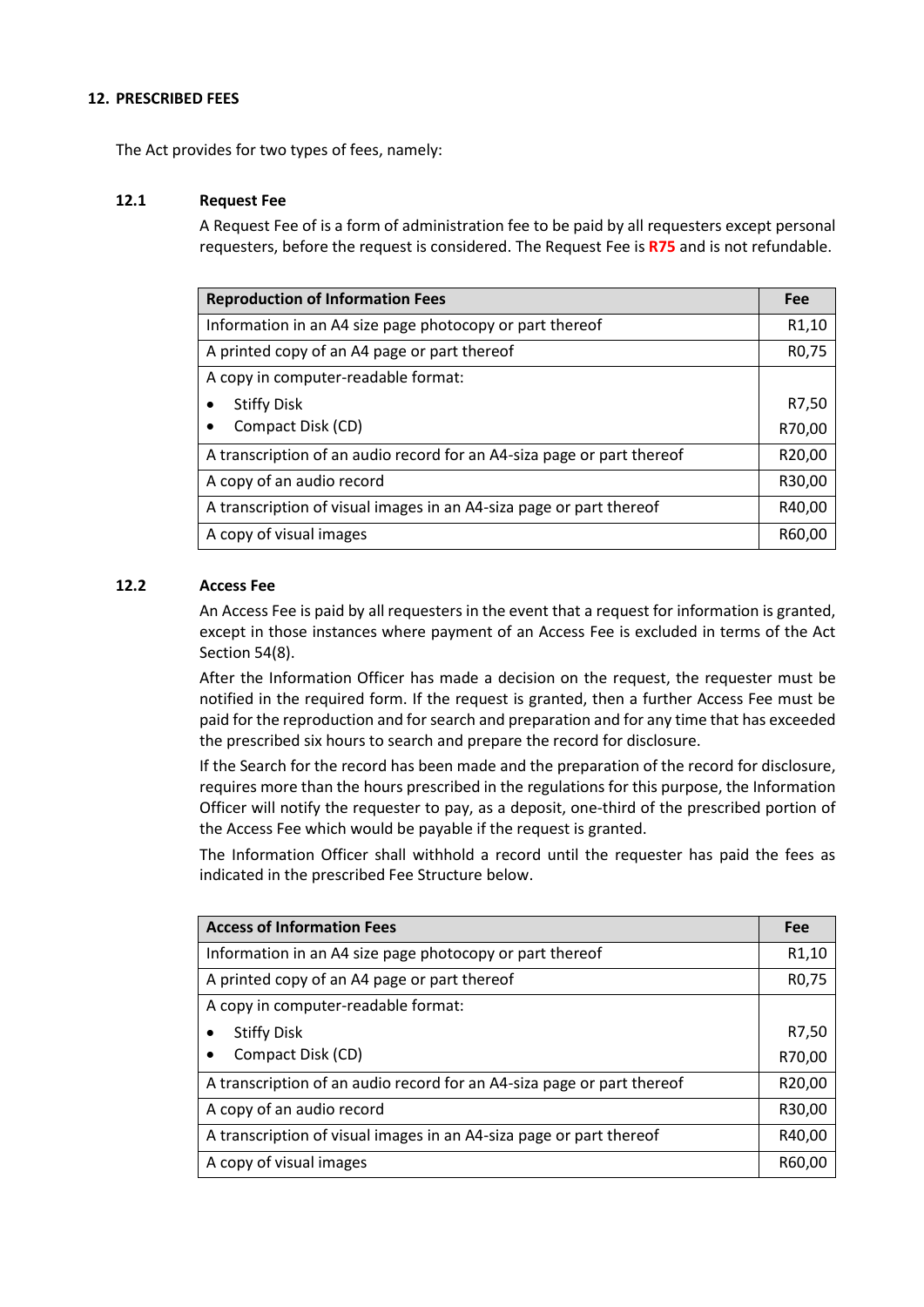## 12. PRESCRIBED FEES

The Act provides for two types of fees, namely:

### 12.1 Request Fee

A Request Fee of is a form of administration fee to be paid by all requesters except personal requesters, before the request is considered. The Request Fee is **R75** and is not refundable.

| Reproduction of Information Fees | Fee |
|---|---|
| Information in an A4 size page photocopy or part thereof | R1,10 |
| A printed copy of an A4 page or part thereof | R0,75 |
| A copy in computer-readable format: | |
| • Stiffy Disk | R7,50 |
| • Compact Disk (CD) | R70,00 |
| A transcription of an audio record for an A4-siza page or part thereof | R20,00 |
| A copy of an audio record | R30,00 |
| A transcription of visual images in an A4-siza page or part thereof | R40,00 |
| A copy of visual images | R60,00 |

### 12.2 Access Fee

An Access Fee is paid by all requesters in the event that a request for information is granted, except in those instances where payment of an Access Fee is excluded in terms of the Act Section 54(8).

After the Information Officer has made a decision on the request, the requester must be notified in the required form. If the request is granted, then a further Access Fee must be paid for the reproduction and for search and preparation and for any time that has exceeded the prescribed six hours to search and prepare the record for disclosure.

If the Search for the record has been made and the preparation of the record for disclosure, requires more than the hours prescribed in the regulations for this purpose, the Information Officer will notify the requester to pay, as a deposit, one-third of the prescribed portion of the Access Fee which would be payable if the request is granted.

The Information Officer shall withhold a record until the requester has paid the fees as indicated in the prescribed Fee Structure below.

| Access of Information Fees | Fee |
|---|---|
| Information in an A4 size page photocopy or part thereof | R1,10 |
| A printed copy of an A4 page or part thereof | R0,75 |
| A copy in computer-readable format: | |
| • Stiffy Disk | R7,50 |
| • Compact Disk (CD) | R70,00 |
| A transcription of an audio record for an A4-siza page or part thereof | R20,00 |
| A copy of an audio record | R30,00 |
| A transcription of visual images in an A4-siza page or part thereof | R40,00 |
| A copy of visual images | R60,00 |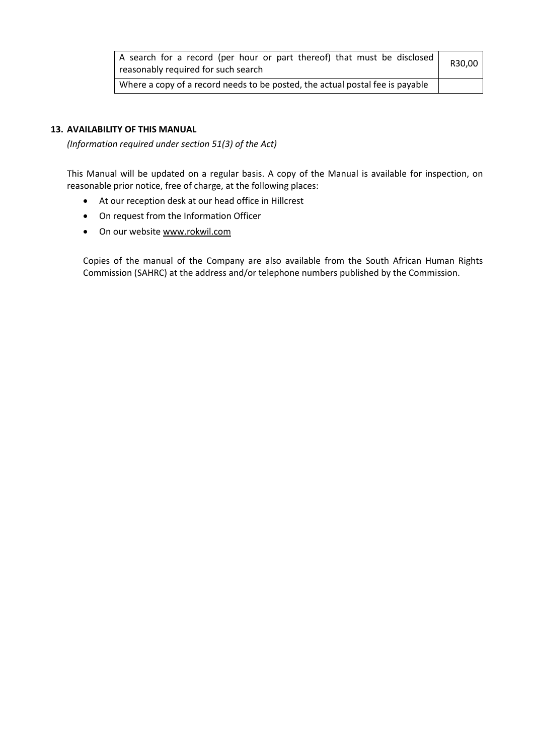| | |
|---|---|
| A search for a record (per hour or part thereof) that must be disclosed reasonably required for such search | R30,00 |
| Where a copy of a record needs to be posted, the actual postal fee is payable | |

## 13. AVAILABILITY OF THIS MANUAL

*(Information required under section 51(3) of the Act)*

This Manual will be updated on a regular basis. A copy of the Manual is available for inspection, on reasonable prior notice, free of charge, at the following places:

- At our reception desk at our head office in Hillcrest
- On request from the Information Officer
- On our website www.rokwil.com

Copies of the manual of the Company are also available from the South African Human Rights Commission (SAHRC) at the address and/or telephone numbers published by the Commission.